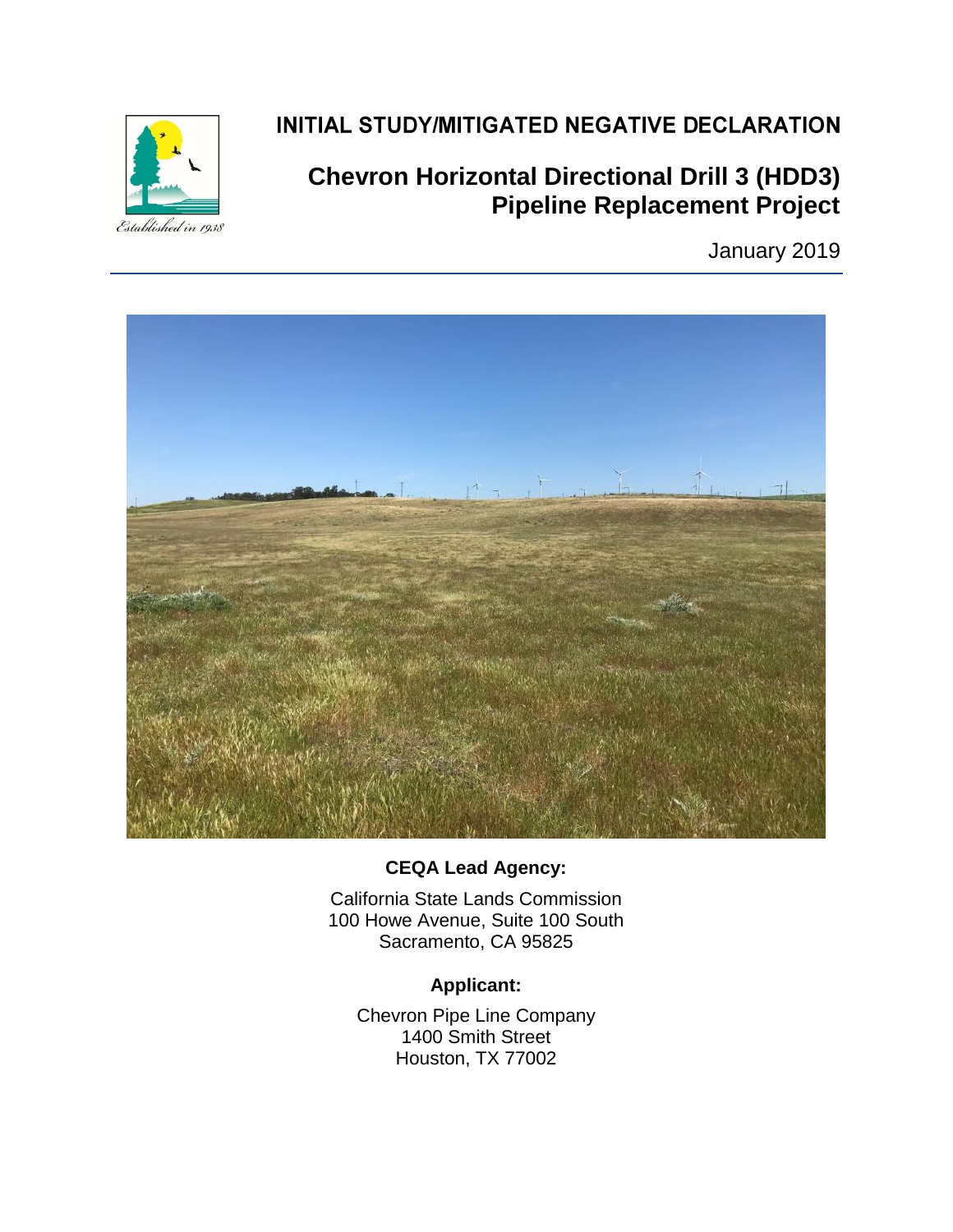# INITIAL STUDY/MITIGATED NEGATIVE DECLARATION

## Chevron Horizontal Directional Drill 3 (HDD3) Pipeline Replacement Project

January 2019

**CEQA Lead Agency:**

California State Lands Commission
100 Howe Avenue, Suite 100 South
Sacramento, CA 95825

**Applicant:**

Chevron Pipe Line Company
1400 Smith Street
Houston, TX 77002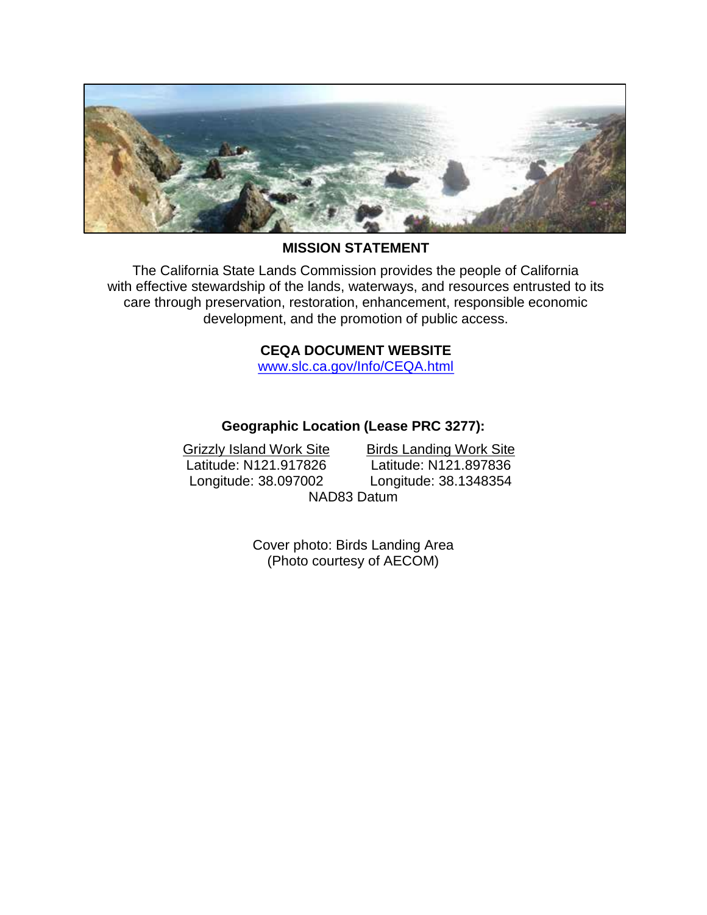**MISSION STATEMENT**

The California State Lands Commission provides the people of California with effective stewardship of the lands, waterways, and resources entrusted to its care through preservation, restoration, enhancement, responsible economic development, and the promotion of public access.

**CEQA DOCUMENT WEBSITE**

www.slc.ca.gov/Info/CEQA.html

**Geographic Location (Lease PRC 3277):**

| Grizzly Island Work Site | Birds Landing Work Site |
|---|---|
| Latitude: N121.917826 | Latitude: N121.897836 |
| Longitude: 38.097002 | Longitude: 38.1348354 |

NAD83 Datum

Cover photo: Birds Landing Area
(Photo courtesy of AECOM)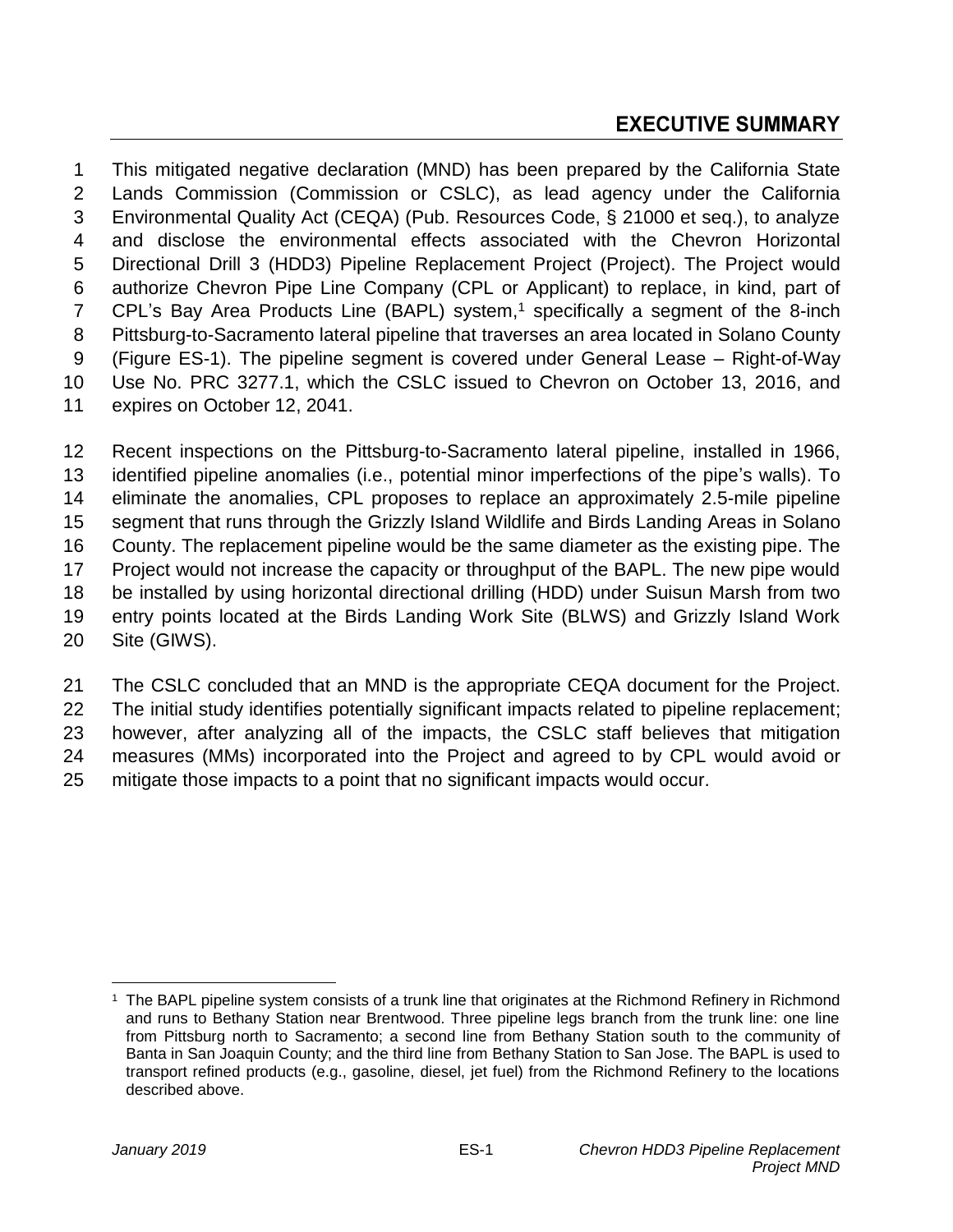# EXECUTIVE SUMMARY

This mitigated negative declaration (MND) has been prepared by the California State Lands Commission (Commission or CSLC), as lead agency under the California Environmental Quality Act (CEQA) (Pub. Resources Code, § 21000 et seq.), to analyze and disclose the environmental effects associated with the Chevron Horizontal Directional Drill 3 (HDD3) Pipeline Replacement Project (Project). The Project would authorize Chevron Pipe Line Company (CPL or Applicant) to replace, in kind, part of CPL's Bay Area Products Line (BAPL) system,[1] specifically a segment of the 8-inch Pittsburg-to-Sacramento lateral pipeline that traverses an area located in Solano County (Figure ES-1). The pipeline segment is covered under General Lease – Right-of-Way Use No. PRC 3277.1, which the CSLC issued to Chevron on October 13, 2016, and expires on October 12, 2041.

Recent inspections on the Pittsburg-to-Sacramento lateral pipeline, installed in 1966, identified pipeline anomalies (i.e., potential minor imperfections of the pipe's walls). To eliminate the anomalies, CPL proposes to replace an approximately 2.5-mile pipeline segment that runs through the Grizzly Island Wildlife and Birds Landing Areas in Solano County. The replacement pipeline would be the same diameter as the existing pipe. The Project would not increase the capacity or throughput of the BAPL. The new pipe would be installed by using horizontal directional drilling (HDD) under Suisun Marsh from two entry points located at the Birds Landing Work Site (BLWS) and Grizzly Island Work Site (GIWS).

The CSLC concluded that an MND is the appropriate CEQA document for the Project. The initial study identifies potentially significant impacts related to pipeline replacement; however, after analyzing all of the impacts, the CSLC staff believes that mitigation measures (MMs) incorporated into the Project and agreed to by CPL would avoid or mitigate those impacts to a point that no significant impacts would occur.

---

[1] The BAPL pipeline system consists of a trunk line that originates at the Richmond Refinery in Richmond and runs to Bethany Station near Brentwood. Three pipeline legs branch from the trunk line: one line from Pittsburg north to Sacramento; a second line from Bethany Station south to the community of Banta in San Joaquin County; and the third line from Bethany Station to San Jose. The BAPL is used to transport refined products (e.g., gasoline, diesel, jet fuel) from the Richmond Refinery to the locations described above.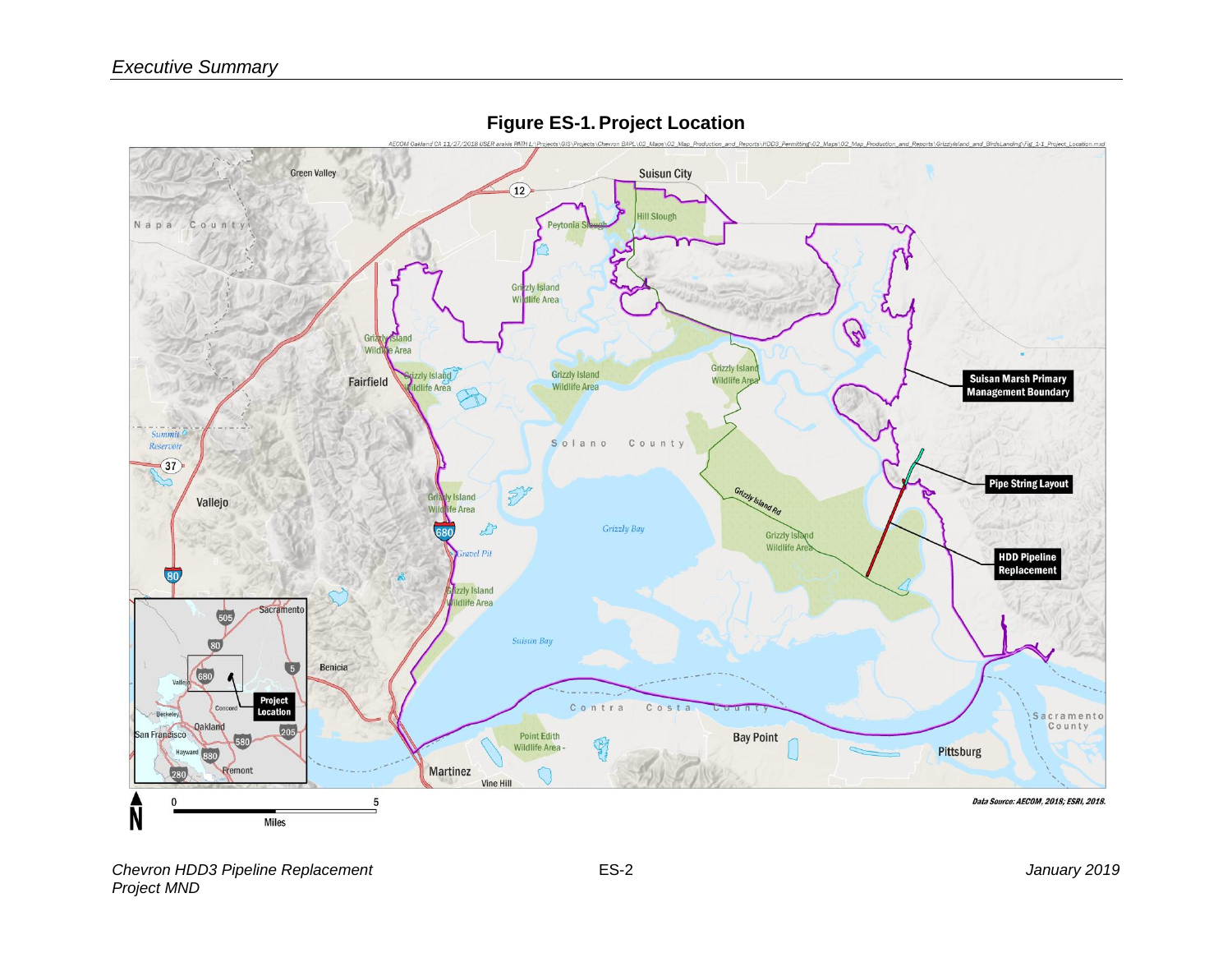**Figure ES-1. Project Location**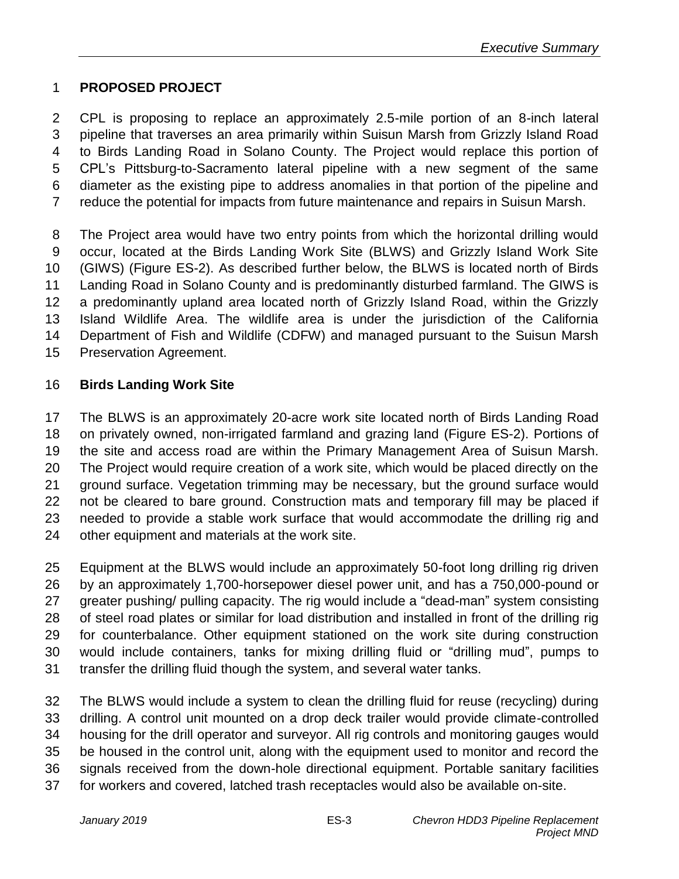## PROPOSED PROJECT

CPL is proposing to replace an approximately 2.5-mile portion of an 8-inch lateral pipeline that traverses an area primarily within Suisun Marsh from Grizzly Island Road to Birds Landing Road in Solano County. The Project would replace this portion of CPL's Pittsburg-to-Sacramento lateral pipeline with a new segment of the same diameter as the existing pipe to address anomalies in that portion of the pipeline and reduce the potential for impacts from future maintenance and repairs in Suisun Marsh.

The Project area would have two entry points from which the horizontal drilling would occur, located at the Birds Landing Work Site (BLWS) and Grizzly Island Work Site (GIWS) (Figure ES-2). As described further below, the BLWS is located north of Birds Landing Road in Solano County and is predominantly disturbed farmland. The GIWS is a predominantly upland area located north of Grizzly Island Road, within the Grizzly Island Wildlife Area. The wildlife area is under the jurisdiction of the California Department of Fish and Wildlife (CDFW) and managed pursuant to the Suisun Marsh Preservation Agreement.

### Birds Landing Work Site

The BLWS is an approximately 20-acre work site located north of Birds Landing Road on privately owned, non-irrigated farmland and grazing land (Figure ES-2). Portions of the site and access road are within the Primary Management Area of Suisun Marsh. The Project would require creation of a work site, which would be placed directly on the ground surface. Vegetation trimming may be necessary, but the ground surface would not be cleared to bare ground. Construction mats and temporary fill may be placed if needed to provide a stable work surface that would accommodate the drilling rig and other equipment and materials at the work site.

Equipment at the BLWS would include an approximately 50-foot long drilling rig driven by an approximately 1,700-horsepower diesel power unit, and has a 750,000-pound or greater pushing/ pulling capacity. The rig would include a "dead-man" system consisting of steel road plates or similar for load distribution and installed in front of the drilling rig for counterbalance. Other equipment stationed on the work site during construction would include containers, tanks for mixing drilling fluid or "drilling mud", pumps to transfer the drilling fluid though the system, and several water tanks.

The BLWS would include a system to clean the drilling fluid for reuse (recycling) during drilling. A control unit mounted on a drop deck trailer would provide climate-controlled housing for the drill operator and surveyor. All rig controls and monitoring gauges would be housed in the control unit, along with the equipment used to monitor and record the signals received from the down-hole directional equipment. Portable sanitary facilities for workers and covered, latched trash receptacles would also be available on-site.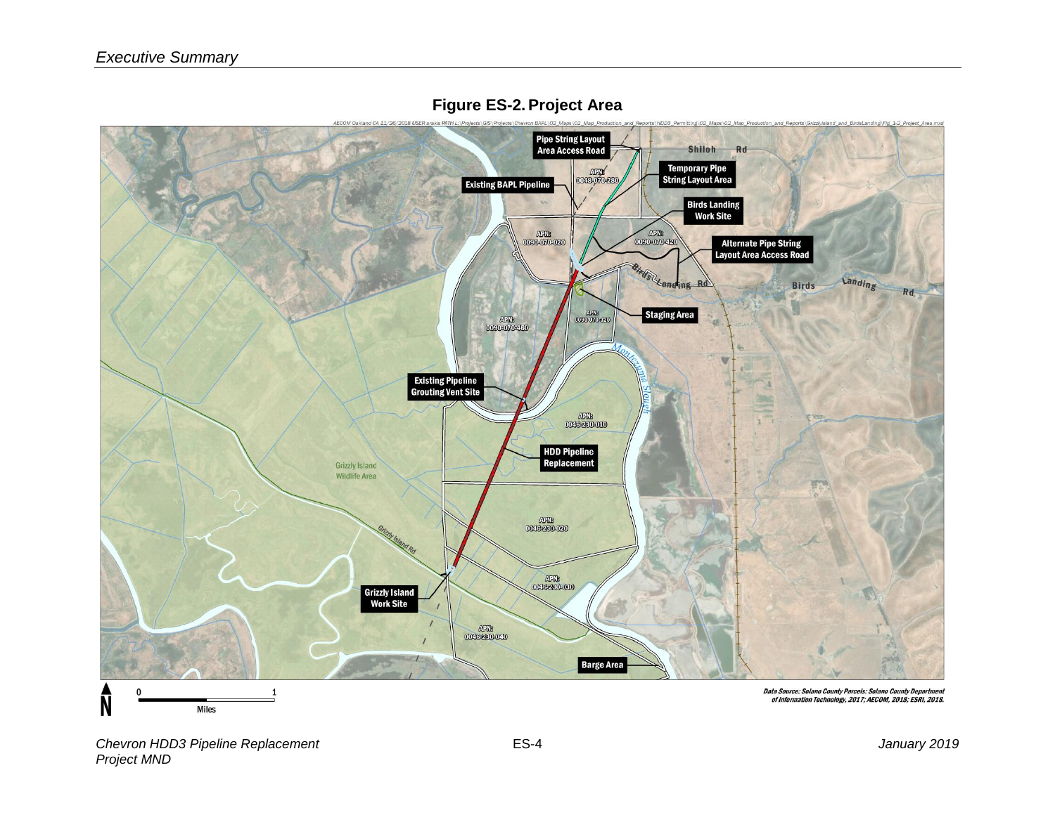# Figure ES-2. Project Area

AECOM Oakland CA 11/26/2018 USER arakis PATH L:\Projects\GIS\Projects\Chevron BAPL\02_Maps\02_Map_Production_and_Reports\HDD3_Permitting\02_Maps\02_Map_Production_and_Reports\GrizzlyIsland_and_BirdsLanding\Fig_1-2_Project_Area.mxd

Pipe String Layout Area Access Road

Shiloh Rd

Temporary Pipe String Layout Area

APN: 0048-070-280

Existing BAPL Pipeline

Birds Landing Work Site

APN: 0090-070-020

APN: 0090-070-420

Alternate Pipe String Layout Area Access Road

Birds Landing Rd

Birds Landing Rd

Staging Area

APN: 0090-070-460

APN: 0090-070-420

Montezuma Slough

Existing Pipeline Grouting Vent Site

APN: 0046-230-010

HDD Pipeline Replacement

Grizzly Island Wildlife Area

APN: 0046-230-020

Grizzly Island Rd

APN: 0046-230-030

Grizzly Island Work Site

APN: 0046-230-040

Barge Area

N

0 1

Miles

Data Source: Solano County Parcels: Solano County Department of Information Technology, 2017; AECOM, 2018; ESRI, 2018.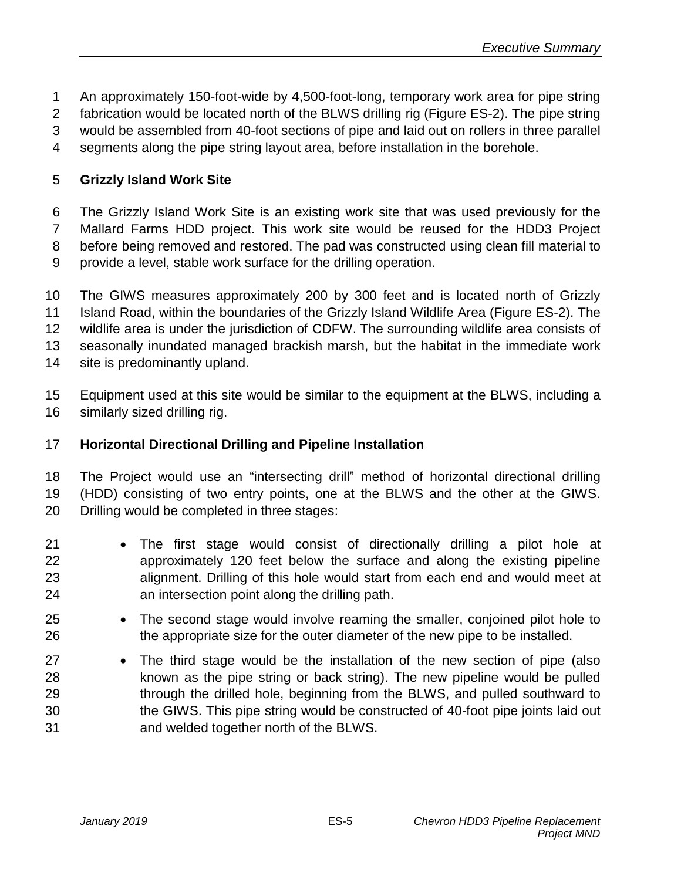An approximately 150-foot-wide by 4,500-foot-long, temporary work area for pipe string fabrication would be located north of the BLWS drilling rig (Figure ES-2). The pipe string would be assembled from 40-foot sections of pipe and laid out on rollers in three parallel segments along the pipe string layout area, before installation in the borehole.

**Grizzly Island Work Site**

The Grizzly Island Work Site is an existing work site that was used previously for the Mallard Farms HDD project. This work site would be reused for the HDD3 Project before being removed and restored. The pad was constructed using clean fill material to provide a level, stable work surface for the drilling operation.

The GIWS measures approximately 200 by 300 feet and is located north of Grizzly Island Road, within the boundaries of the Grizzly Island Wildlife Area (Figure ES-2). The wildlife area is under the jurisdiction of CDFW. The surrounding wildlife area consists of seasonally inundated managed brackish marsh, but the habitat in the immediate work site is predominantly upland.

Equipment used at this site would be similar to the equipment at the BLWS, including a similarly sized drilling rig.

**Horizontal Directional Drilling and Pipeline Installation**

The Project would use an "intersecting drill" method of horizontal directional drilling (HDD) consisting of two entry points, one at the BLWS and the other at the GIWS. Drilling would be completed in three stages:

- The first stage would consist of directionally drilling a pilot hole at approximately 120 feet below the surface and along the existing pipeline alignment. Drilling of this hole would start from each end and would meet at an intersection point along the drilling path.
- The second stage would involve reaming the smaller, conjoined pilot hole to the appropriate size for the outer diameter of the new pipe to be installed.
- The third stage would be the installation of the new section of pipe (also known as the pipe string or back string). The new pipeline would be pulled through the drilled hole, beginning from the BLWS, and pulled southward to the GIWS. This pipe string would be constructed of 40-foot pipe joints laid out and welded together north of the BLWS.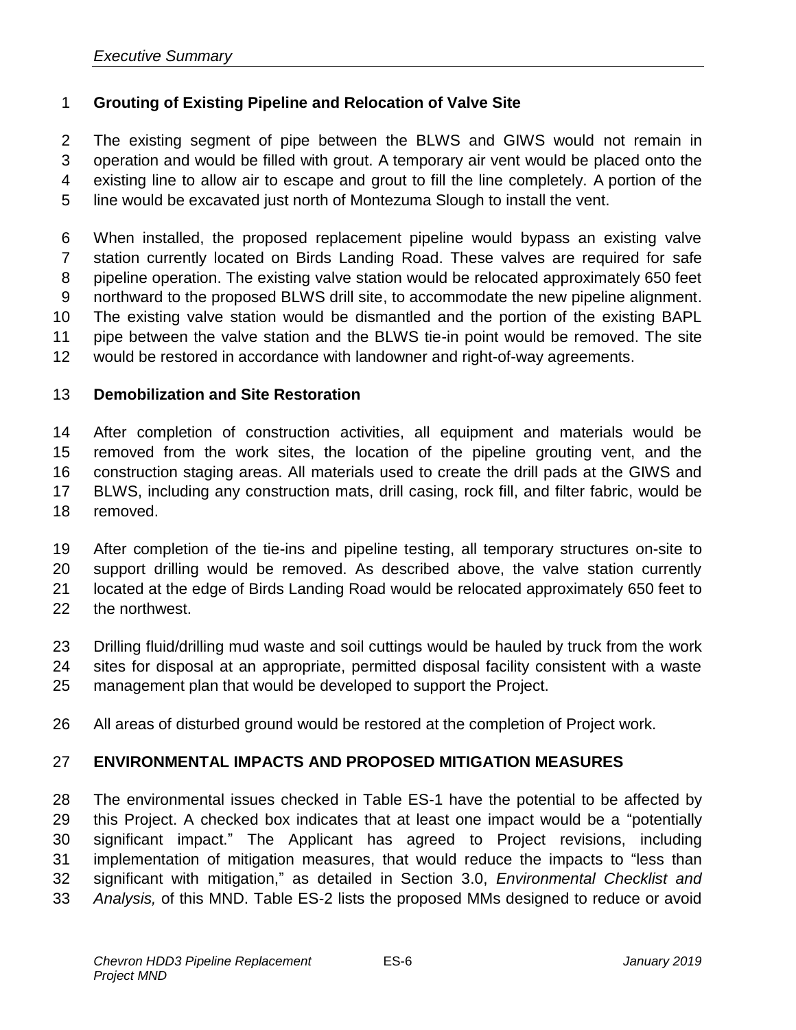**Grouting of Existing Pipeline and Relocation of Valve Site**

The existing segment of pipe between the BLWS and GIWS would not remain in operation and would be filled with grout. A temporary air vent would be placed onto the existing line to allow air to escape and grout to fill the line completely. A portion of the line would be excavated just north of Montezuma Slough to install the vent.

When installed, the proposed replacement pipeline would bypass an existing valve station currently located on Birds Landing Road. These valves are required for safe pipeline operation. The existing valve station would be relocated approximately 650 feet northward to the proposed BLWS drill site, to accommodate the new pipeline alignment. The existing valve station would be dismantled and the portion of the existing BAPL pipe between the valve station and the BLWS tie-in point would be removed. The site would be restored in accordance with landowner and right-of-way agreements.

**Demobilization and Site Restoration**

After completion of construction activities, all equipment and materials would be removed from the work sites, the location of the pipeline grouting vent, and the construction staging areas. All materials used to create the drill pads at the GIWS and BLWS, including any construction mats, drill casing, rock fill, and filter fabric, would be removed.

After completion of the tie-ins and pipeline testing, all temporary structures on-site to support drilling would be removed. As described above, the valve station currently located at the edge of Birds Landing Road would be relocated approximately 650 feet to the northwest.

Drilling fluid/drilling mud waste and soil cuttings would be hauled by truck from the work sites for disposal at an appropriate, permitted disposal facility consistent with a waste management plan that would be developed to support the Project.

All areas of disturbed ground would be restored at the completion of Project work.

## ENVIRONMENTAL IMPACTS AND PROPOSED MITIGATION MEASURES

The environmental issues checked in Table ES-1 have the potential to be affected by this Project. A checked box indicates that at least one impact would be a "potentially significant impact." The Applicant has agreed to Project revisions, including implementation of mitigation measures, that would reduce the impacts to "less than significant with mitigation," as detailed in Section 3.0, *Environmental Checklist and Analysis,* of this MND. Table ES-2 lists the proposed MMs designed to reduce or avoid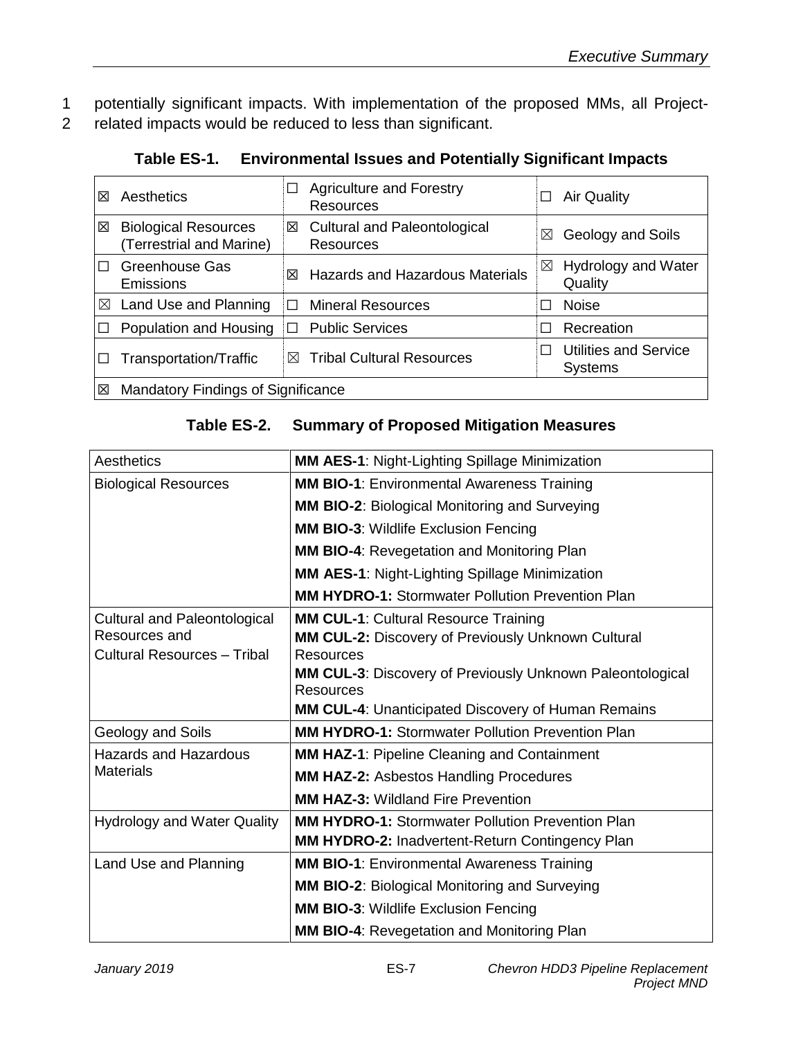potentially significant impacts. With implementation of the proposed MMs, all Project-related impacts would be reduced to less than significant.

**Table ES-1. Environmental Issues and Potentially Significant Impacts**

| | | |
|---|---|---|
| ☒ Aesthetics | ☐ Agriculture and Forestry Resources | ☐ Air Quality |
| ☒ Biological Resources (Terrestrial and Marine) | ☒ Cultural and Paleontological Resources | ☒ Geology and Soils |
| ☐ Greenhouse Gas Emissions | ☒ Hazards and Hazardous Materials | ☒ Hydrology and Water Quality |
| ☒ Land Use and Planning | ☐ Mineral Resources | ☐ Noise |
| ☐ Population and Housing | ☐ Public Services | ☐ Recreation |
| ☐ Transportation/Traffic | ☒ Tribal Cultural Resources | ☐ Utilities and Service Systems |
| ☒ Mandatory Findings of Significance | | |

**Table ES-2. Summary of Proposed Mitigation Measures**

| | |
|---|---|
| Aesthetics | **MM AES-1**: Night-Lighting Spillage Minimization |
| Biological Resources | **MM BIO-1**: Environmental Awareness Training |
| | **MM BIO-2**: Biological Monitoring and Surveying |
| | **MM BIO-3**: Wildlife Exclusion Fencing |
| | **MM BIO-4**: Revegetation and Monitoring Plan |
| | **MM AES-1**: Night-Lighting Spillage Minimization |
| | **MM HYDRO-1:** Stormwater Pollution Prevention Plan |
| Cultural and Paleontological Resources and Cultural Resources – Tribal | **MM CUL-1**: Cultural Resource Training<br>**MM CUL-2:** Discovery of Previously Unknown Cultural Resources<br>**MM CUL-3**: Discovery of Previously Unknown Paleontological Resources<br>**MM CUL-4**: Unanticipated Discovery of Human Remains |
| Geology and Soils | **MM HYDRO-1:** Stormwater Pollution Prevention Plan |
| Hazards and Hazardous Materials | **MM HAZ-1**: Pipeline Cleaning and Containment |
| | **MM HAZ-2:** Asbestos Handling Procedures |
| | **MM HAZ-3:** Wildland Fire Prevention |
| Hydrology and Water Quality | **MM HYDRO-1:** Stormwater Pollution Prevention Plan<br>**MM HYDRO-2:** Inadvertent-Return Contingency Plan |
| Land Use and Planning | **MM BIO-1**: Environmental Awareness Training |
| | **MM BIO-2**: Biological Monitoring and Surveying |
| | **MM BIO-3**: Wildlife Exclusion Fencing |
| | **MM BIO-4**: Revegetation and Monitoring Plan |